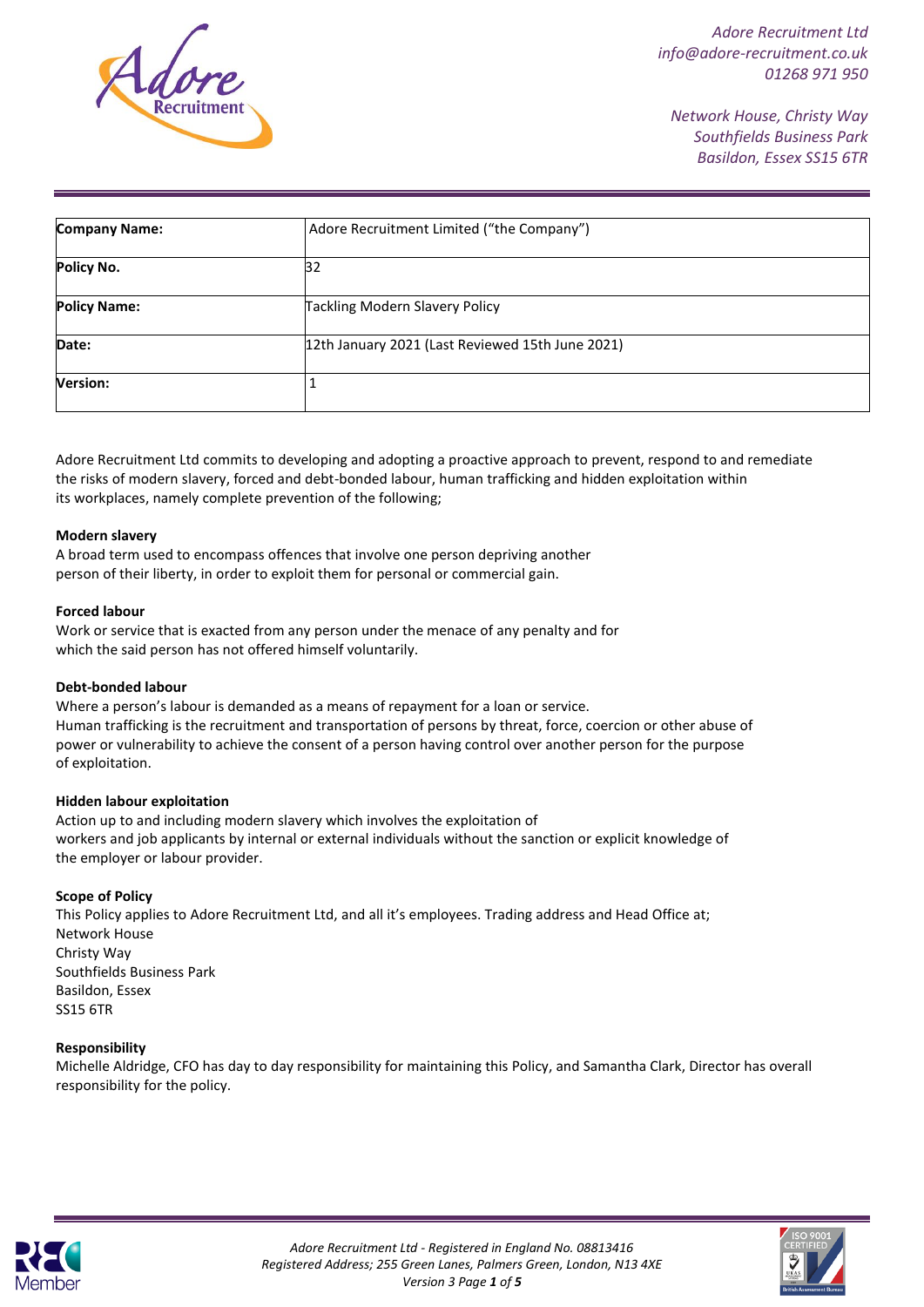Adore Recruitment Ltd
info@adore-recruitment.co.uk
01268 971 950

Network House, Christy Way
Southfields Business Park
Basildon, Essex SS15 6TR

| **Company Name:** | Adore Recruitment Limited ("the Company") |
|---|---|
| **Policy No.** | 32 |
| **Policy Name:** | Tackling Modern Slavery Policy |
| **Date:** | 12th January 2021 (Last Reviewed 15th June 2021) |
| **Version:** | 1 |

Adore Recruitment Ltd commits to developing and adopting a proactive approach to prevent, respond to and remediate the risks of modern slavery, forced and debt-bonded labour, human trafficking and hidden exploitation within its workplaces, namely complete prevention of the following;

**Modern slavery**
A broad term used to encompass offences that involve one person depriving another person of their liberty, in order to exploit them for personal or commercial gain.

**Forced labour**
Work or service that is exacted from any person under the menace of any penalty and for which the said person has not offered himself voluntarily.

**Debt-bonded labour**
Where a person's labour is demanded as a means of repayment for a loan or service.
Human trafficking is the recruitment and transportation of persons by threat, force, coercion or other abuse of power or vulnerability to achieve the consent of a person having control over another person for the purpose of exploitation.

**Hidden labour exploitation**
Action up to and including modern slavery which involves the exploitation of workers and job applicants by internal or external individuals without the sanction or explicit knowledge of the employer or labour provider.

**Scope of Policy**
This Policy applies to Adore Recruitment Ltd, and all it's employees. Trading address and Head Office at;
Network House
Christy Way
Southfields Business Park
Basildon, Essex
SS15 6TR

**Responsibility**
Michelle Aldridge, CFO has day to day responsibility for maintaining this Policy, and Samantha Clark, Director has overall responsibility for the policy.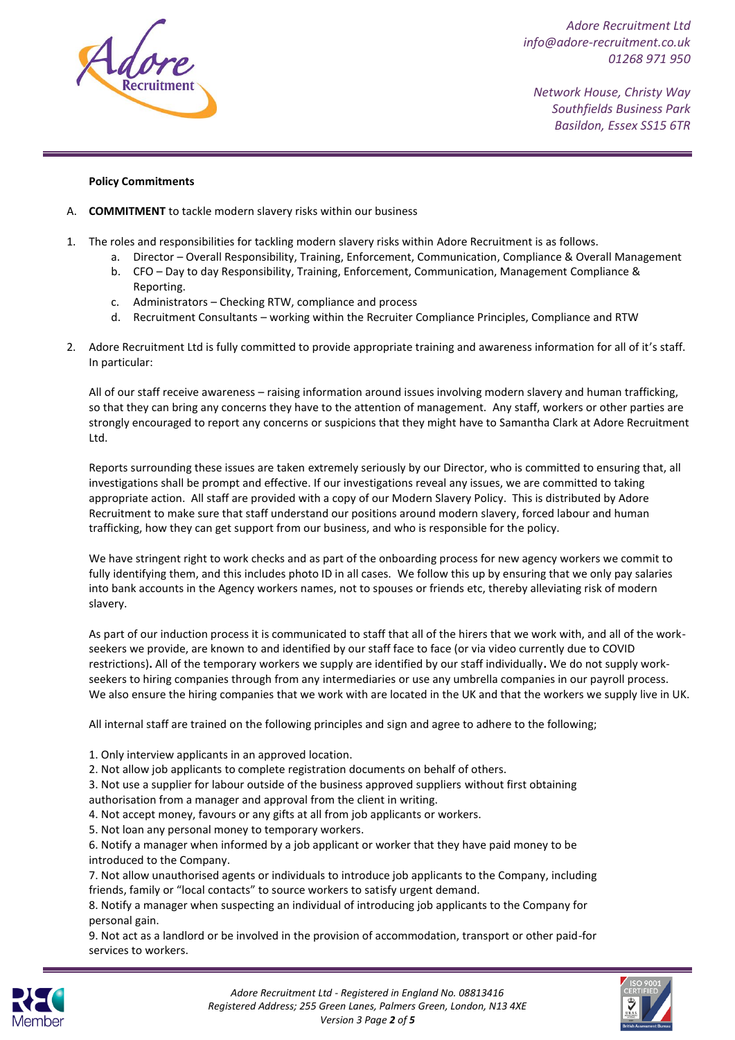**Policy Commitments**

A. **COMMITMENT** to tackle modern slavery risks within our business

1. The roles and responsibilities for tackling modern slavery risks within Adore Recruitment is as follows.
   a. Director – Overall Responsibility, Training, Enforcement, Communication, Compliance & Overall Management
   b. CFO – Day to day Responsibility, Training, Enforcement, Communication, Management Compliance & Reporting.
   c. Administrators – Checking RTW, compliance and process
   d. Recruitment Consultants – working within the Recruiter Compliance Principles, Compliance and RTW

2. Adore Recruitment Ltd is fully committed to provide appropriate training and awareness information for all of it's staff. In particular:

   All of our staff receive awareness – raising information around issues involving modern slavery and human trafficking, so that they can bring any concerns they have to the attention of management. Any staff, workers or other parties are strongly encouraged to report any concerns or suspicions that they might have to Samantha Clark at Adore Recruitment Ltd.

   Reports surrounding these issues are taken extremely seriously by our Director, who is committed to ensuring that, all investigations shall be prompt and effective. If our investigations reveal any issues, we are committed to taking appropriate action. All staff are provided with a copy of our Modern Slavery Policy. This is distributed by Adore Recruitment to make sure that staff understand our positions around modern slavery, forced labour and human trafficking, how they can get support from our business, and who is responsible for the policy.

   We have stringent right to work checks and as part of the onboarding process for new agency workers we commit to fully identifying them, and this includes photo ID in all cases. We follow this up by ensuring that we only pay salaries into bank accounts in the Agency workers names, not to spouses or friends etc, thereby alleviating risk of modern slavery.

   As part of our induction process it is communicated to staff that all of the hirers that we work with, and all of the work-seekers we provide, are known to and identified by our staff face to face (or via video currently due to COVID restrictions). All of the temporary workers we supply are identified by our staff individually. We do not supply work-seekers to hiring companies through from any intermediaries or use any umbrella companies in our payroll process. We also ensure the hiring companies that we work with are located in the UK and that the workers we supply live in UK.

   All internal staff are trained on the following principles and sign and agree to adhere to the following;

   1. Only interview applicants in an approved location.
   2. Not allow job applicants to complete registration documents on behalf of others.
   3. Not use a supplier for labour outside of the business approved suppliers without first obtaining authorisation from a manager and approval from the client in writing.
   4. Not accept money, favours or any gifts at all from job applicants or workers.
   5. Not loan any personal money to temporary workers.
   6. Notify a manager when informed by a job applicant or worker that they have paid money to be introduced to the Company.
   7. Not allow unauthorised agents or individuals to introduce job applicants to the Company, including friends, family or "local contacts" to source workers to satisfy urgent demand.
   8. Notify a manager when suspecting an individual of introducing job applicants to the Company for personal gain.
   9. Not act as a landlord or be involved in the provision of accommodation, transport or other paid-for services to workers.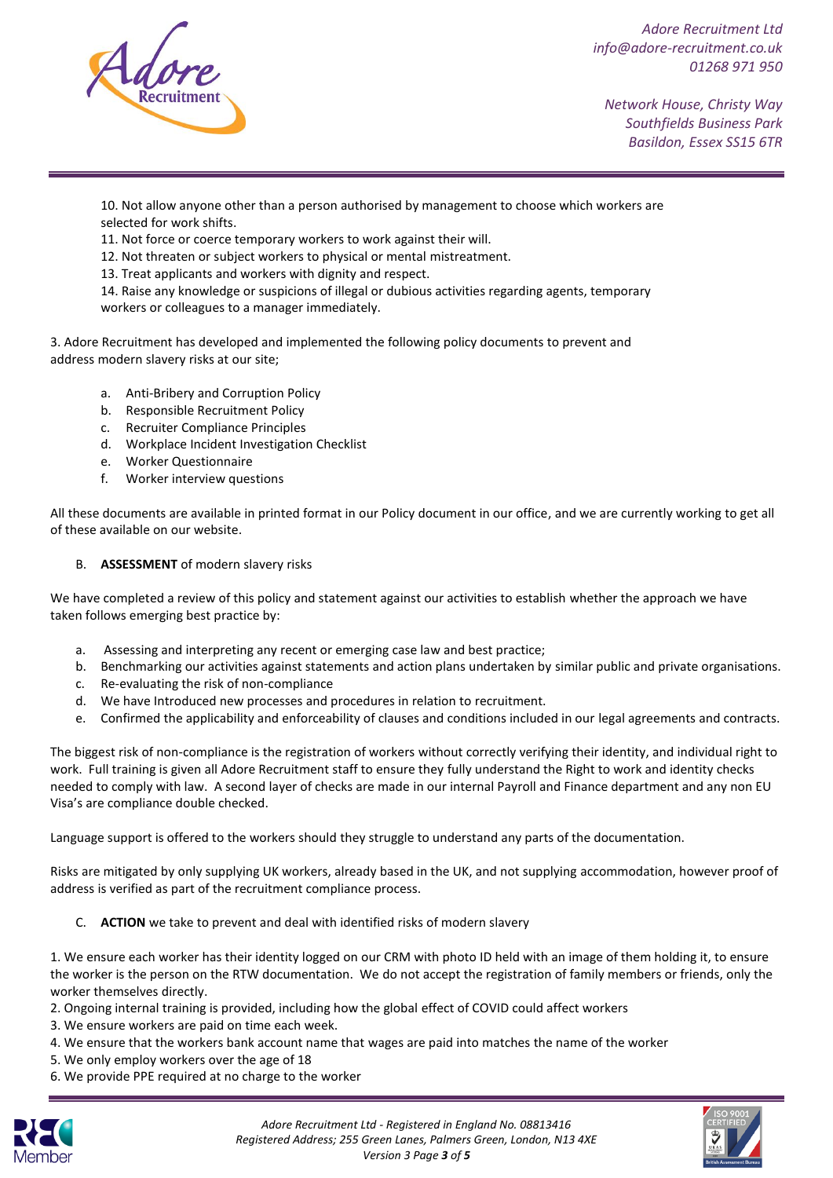10. Not allow anyone other than a person authorised by management to choose which workers are selected for work shifts.
11. Not force or coerce temporary workers to work against their will.
12. Not threaten or subject workers to physical or mental mistreatment.
13. Treat applicants and workers with dignity and respect.
14. Raise any knowledge or suspicions of illegal or dubious activities regarding agents, temporary workers or colleagues to a manager immediately.

3. Adore Recruitment has developed and implemented the following policy documents to prevent and address modern slavery risks at our site;

a. Anti-Bribery and Corruption Policy
b. Responsible Recruitment Policy
c. Recruiter Compliance Principles
d. Workplace Incident Investigation Checklist
e. Worker Questionnaire
f. Worker interview questions

All these documents are available in printed format in our Policy document in our office, and we are currently working to get all of these available on our website.

B. **ASSESSMENT** of modern slavery risks

We have completed a review of this policy and statement against our activities to establish whether the approach we have taken follows emerging best practice by:

a. Assessing and interpreting any recent or emerging case law and best practice;
b. Benchmarking our activities against statements and action plans undertaken by similar public and private organisations.
c. Re-evaluating the risk of non-compliance
d. We have Introduced new processes and procedures in relation to recruitment.
e. Confirmed the applicability and enforceability of clauses and conditions included in our legal agreements and contracts.

The biggest risk of non-compliance is the registration of workers without correctly verifying their identity, and individual right to work. Full training is given all Adore Recruitment staff to ensure they fully understand the Right to work and identity checks needed to comply with law. A second layer of checks are made in our internal Payroll and Finance department and any non EU Visa's are compliance double checked.

Language support is offered to the workers should they struggle to understand any parts of the documentation.

Risks are mitigated by only supplying UK workers, already based in the UK, and not supplying accommodation, however proof of address is verified as part of the recruitment compliance process.

C. **ACTION** we take to prevent and deal with identified risks of modern slavery

1. We ensure each worker has their identity logged on our CRM with photo ID held with an image of them holding it, to ensure the worker is the person on the RTW documentation. We do not accept the registration of family members or friends, only the worker themselves directly.
2. Ongoing internal training is provided, including how the global effect of COVID could affect workers
3. We ensure workers are paid on time each week.
4. We ensure that the workers bank account name that wages are paid into matches the name of the worker
5. We only employ workers over the age of 18
6. We provide PPE required at no charge to the worker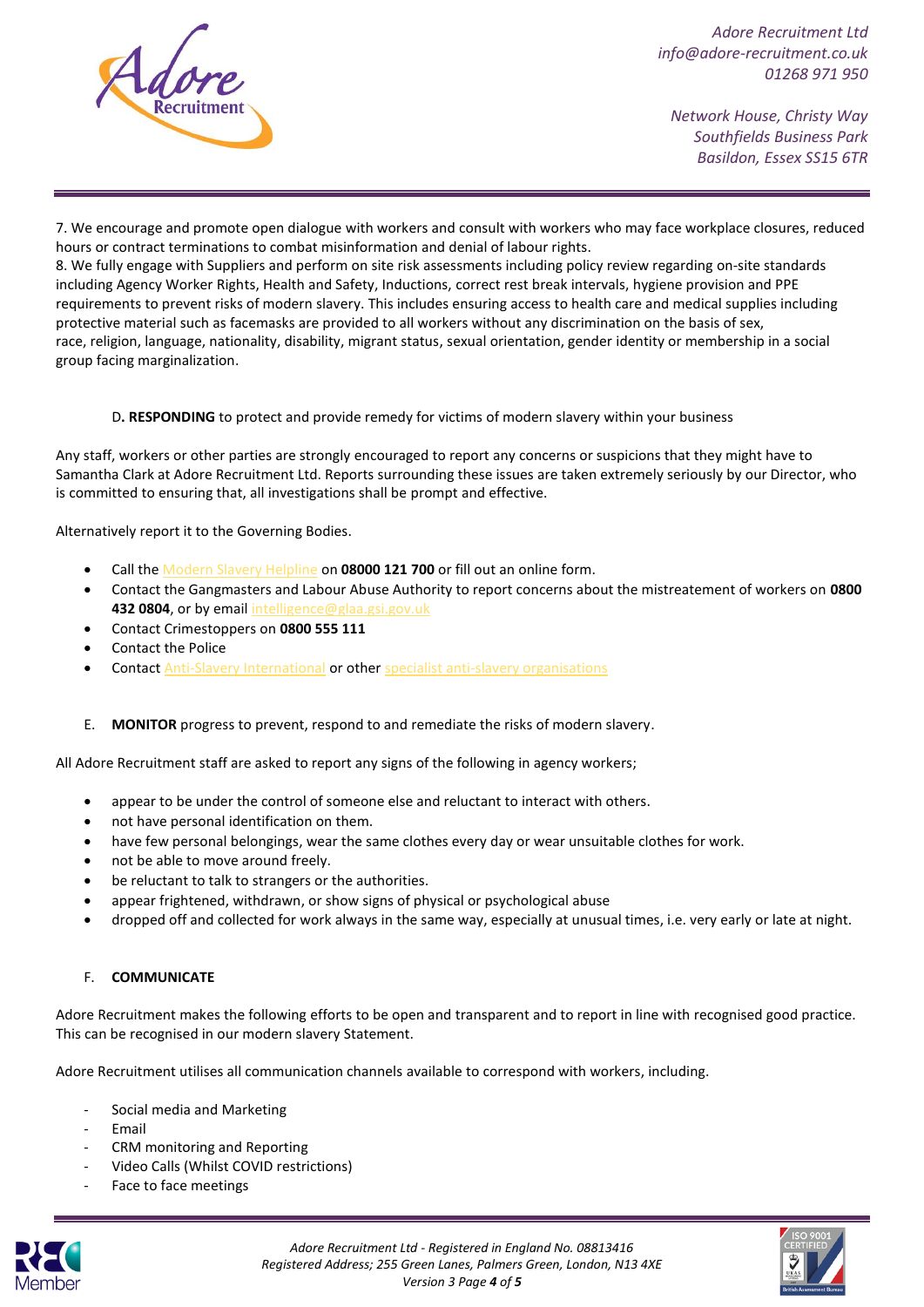7. We encourage and promote open dialogue with workers and consult with workers who may face workplace closures, reduced hours or contract terminations to combat misinformation and denial of labour rights.
8. We fully engage with Suppliers and perform on site risk assessments including policy review regarding on-site standards including Agency Worker Rights, Health and Safety, Inductions, correct rest break intervals, hygiene provision and PPE requirements to prevent risks of modern slavery. This includes ensuring access to health care and medical supplies including protective material such as facemasks are provided to all workers without any discrimination on the basis of sex, race, religion, language, nationality, disability, migrant status, sexual orientation, gender identity or membership in a social group facing marginalization.

D**. RESPONDING** to protect and provide remedy for victims of modern slavery within your business

Any staff, workers or other parties are strongly encouraged to report any concerns or suspicions that they might have to Samantha Clark at Adore Recruitment Ltd. Reports surrounding these issues are taken extremely seriously by our Director, who is committed to ensuring that, all investigations shall be prompt and effective.

Alternatively report it to the Governing Bodies.

- Call the Modern Slavery Helpline on **08000 121 700** or fill out an online form.
- Contact the Gangmasters and Labour Abuse Authority to report concerns about the mistreatement of workers on **0800 432 0804**, or by email intelligence@glaa.gsi.gov.uk
- Contact Crimestoppers on **0800 555 111**
- Contact the Police
- Contact Anti-Slavery International or other specialist anti-slavery organisations

E. **MONITOR** progress to prevent, respond to and remediate the risks of modern slavery.

All Adore Recruitment staff are asked to report any signs of the following in agency workers;

- appear to be under the control of someone else and reluctant to interact with others.
- not have personal identification on them.
- have few personal belongings, wear the same clothes every day or wear unsuitable clothes for work.
- not be able to move around freely.
- be reluctant to talk to strangers or the authorities.
- appear frightened, withdrawn, or show signs of physical or psychological abuse
- dropped off and collected for work always in the same way, especially at unusual times, i.e. very early or late at night.

F. **COMMUNICATE**

Adore Recruitment makes the following efforts to be open and transparent and to report in line with recognised good practice. This can be recognised in our modern slavery Statement.

Adore Recruitment utilises all communication channels available to correspond with workers, including.

- Social media and Marketing
- Email
- CRM monitoring and Reporting
- Video Calls (Whilst COVID restrictions)
- Face to face meetings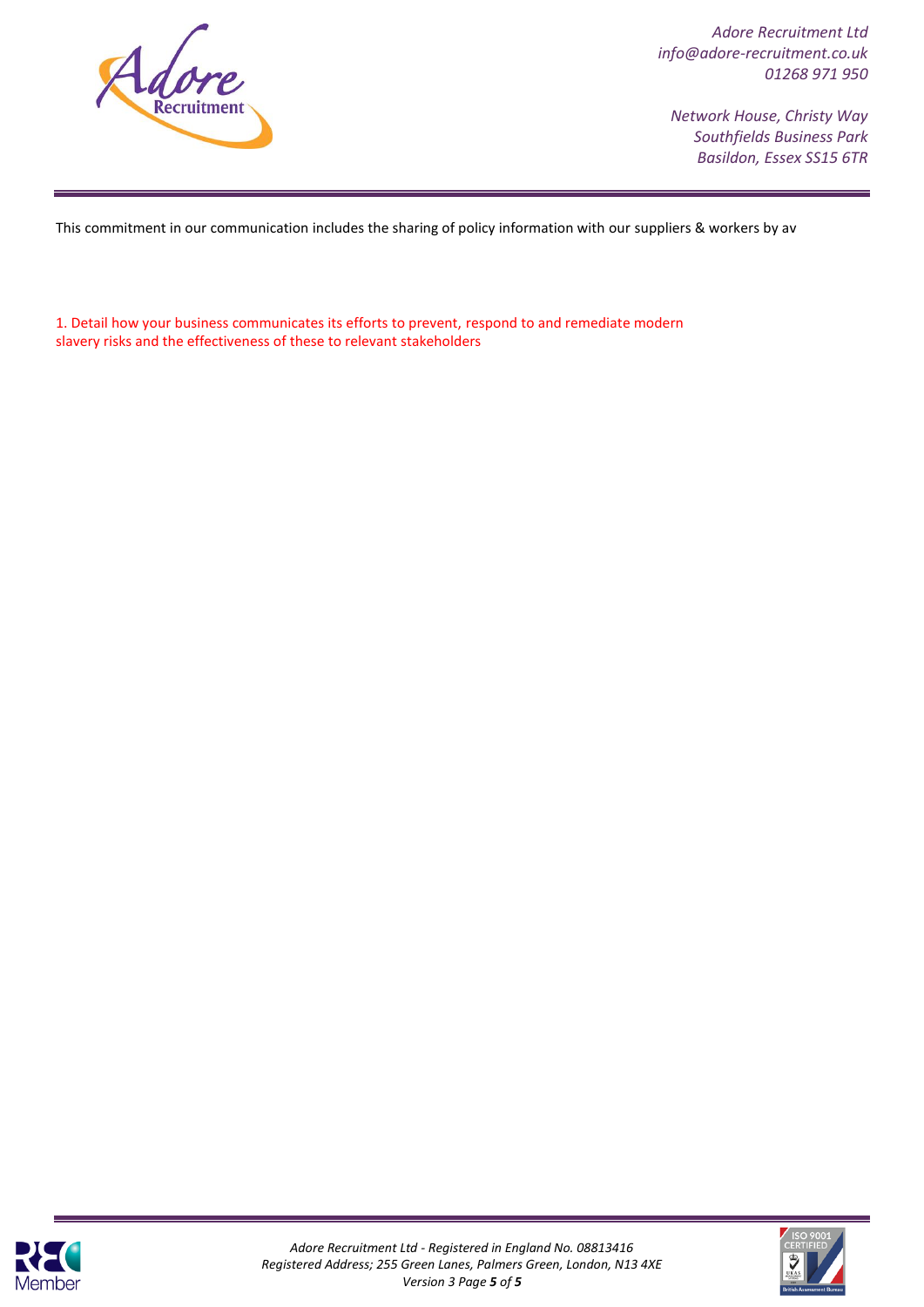This commitment in our communication includes the sharing of policy information with our suppliers & workers by av

1. Detail how your business communicates its efforts to prevent, respond to and remediate modern slavery risks and the effectiveness of these to relevant stakeholders